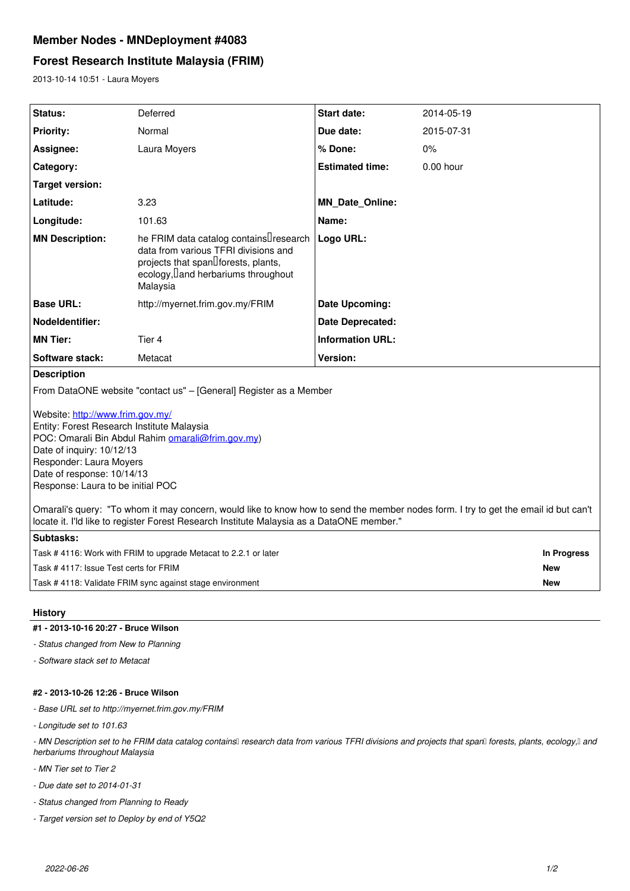# Member Nodes - MNDeployment #4083

## Forest Research Institute Malaysia (FRIM)

2013-10-14 10:51 - Laura Moyers

| | | | |
|---|---|---|---|
| **Status:** | Deferred | **Start date:** | 2014-05-19 |
| **Priority:** | Normal | **Due date:** | 2015-07-31 |
| **Assignee:** | Laura Moyers | **% Done:** | 0% |
| **Category:** | | **Estimated time:** | 0.00 hour |
| **Target version:** | | | |
| **Latitude:** | 3.23 | **MN_Date_Online:** | |
| **Longitude:** | 101.63 | **Name:** | |
| **MN Description:** | he FRIM data catalog contains research data from various TFRI divisions and projects that span forests, plants, ecology, and herbariums throughout Malaysia | **Logo URL:** | |
| **Base URL:** | http://myernet.frim.gov.my/FRIM | **Date Upcoming:** | |
| **NodeIdentifier:** | | **Date Deprecated:** | |
| **MN Tier:** | Tier 4 | **Information URL:** | |
| **Software stack:** | Metacat | **Version:** | |

**Description**

From DataONE website "contact us" – [General] Register as a Member

Website: http://www.frim.gov.my/
Entity: Forest Research Institute Malaysia
POC: Omarali Bin Abdul Rahim omarali@frim.gov.my)
Date of inquiry: 10/12/13
Responder: Laura Moyers
Date of response: 10/14/13
Response: Laura to be initial POC

Omarali's query: "To whom it may concern, would like to know how to send the member nodes form. I try to get the email id but can't locate it. I'ld like to register Forest Research Institute Malaysia as a DataONE member."

**Subtasks:**

| Task | Status |
|---|---|
| Task # 4116: Work with FRIM to upgrade Metacat to 2.2.1 or later | **In Progress** |
| Task # 4117: Issue Test certs for FRIM | **New** |
| Task # 4118: Validate FRIM sync against stage environment | **New** |

### History

#### #1 - 2013-10-16 20:27 - Bruce Wilson

- *Status changed from New to Planning*
- *Software stack set to Metacat*

#### #2 - 2013-10-26 12:26 - Bruce Wilson

- *Base URL set to http://myernet.frim.gov.my/FRIM*
- *Longitude set to 101.63*
- *MN Description set to he FRIM data catalog contains research data from various TFRI divisions and projects that span forests, plants, ecology, and herbariums throughout Malaysia*
- *MN Tier set to Tier 2*
- *Due date set to 2014-01-31*
- *Status changed from Planning to Ready*
- *Target version set to Deploy by end of Y5Q2*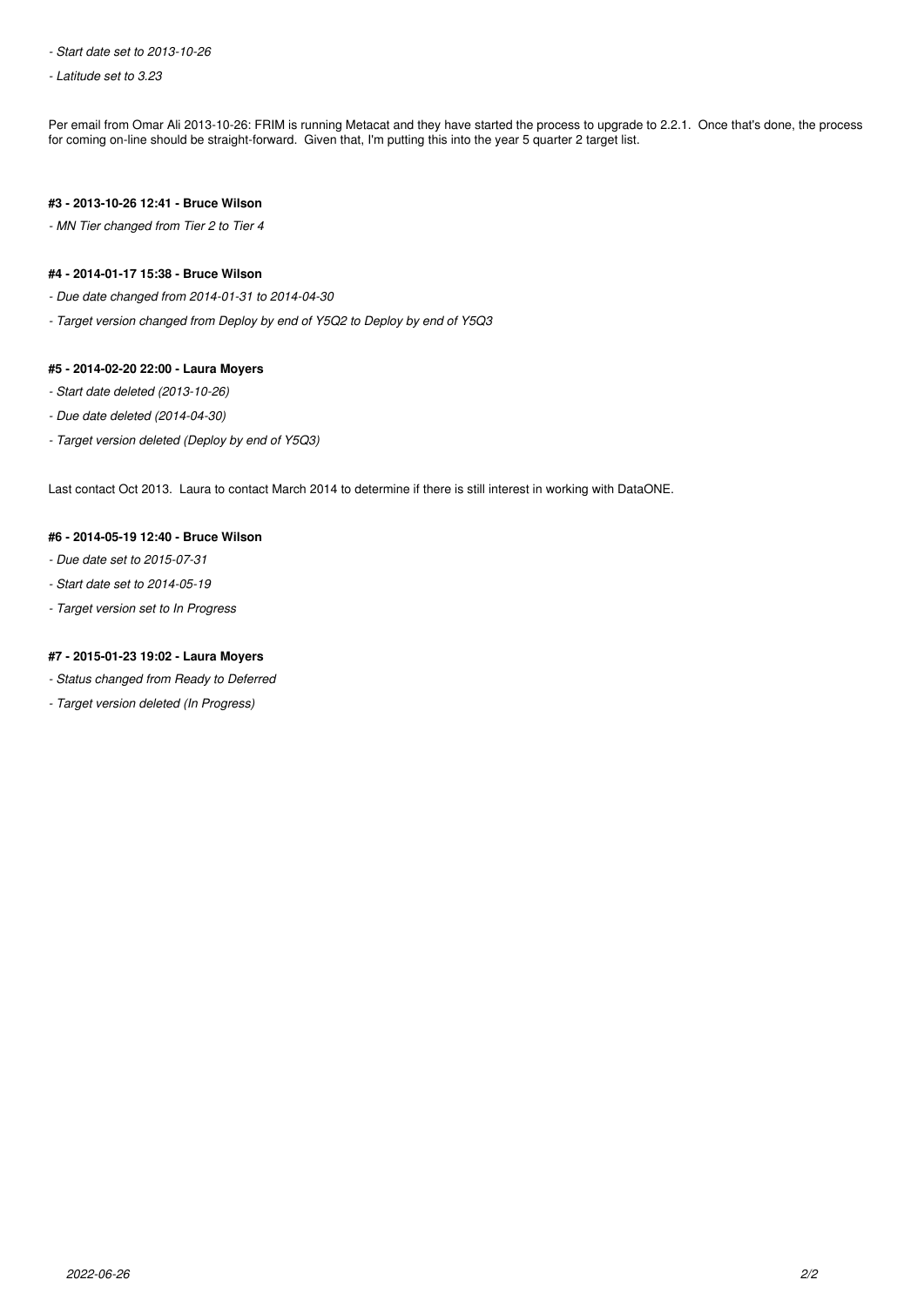*- Start date set to 2013-10-26*

*- Latitude set to 3.23*

Per email from Omar Ali 2013-10-26: FRIM is running Metacat and they have started the process to upgrade to 2.2.1. Once that's done, the process for coming on-line should be straight-forward. Given that, I'm putting this into the year 5 quarter 2 target list.

#### #3 - 2013-10-26 12:41 - Bruce Wilson

*- MN Tier changed from Tier 2 to Tier 4*

#### #4 - 2014-01-17 15:38 - Bruce Wilson

*- Due date changed from 2014-01-31 to 2014-04-30*

*- Target version changed from Deploy by end of Y5Q2 to Deploy by end of Y5Q3*

#### #5 - 2014-02-20 22:00 - Laura Moyers

*- Start date deleted (2013-10-26)*

*- Due date deleted (2014-04-30)*

*- Target version deleted (Deploy by end of Y5Q3)*

Last contact Oct 2013. Laura to contact March 2014 to determine if there is still interest in working with DataONE.

#### #6 - 2014-05-19 12:40 - Bruce Wilson

*- Due date set to 2015-07-31*

*- Start date set to 2014-05-19*

*- Target version set to In Progress*

#### #7 - 2015-01-23 19:02 - Laura Moyers

*- Status changed from Ready to Deferred*

*- Target version deleted (In Progress)*